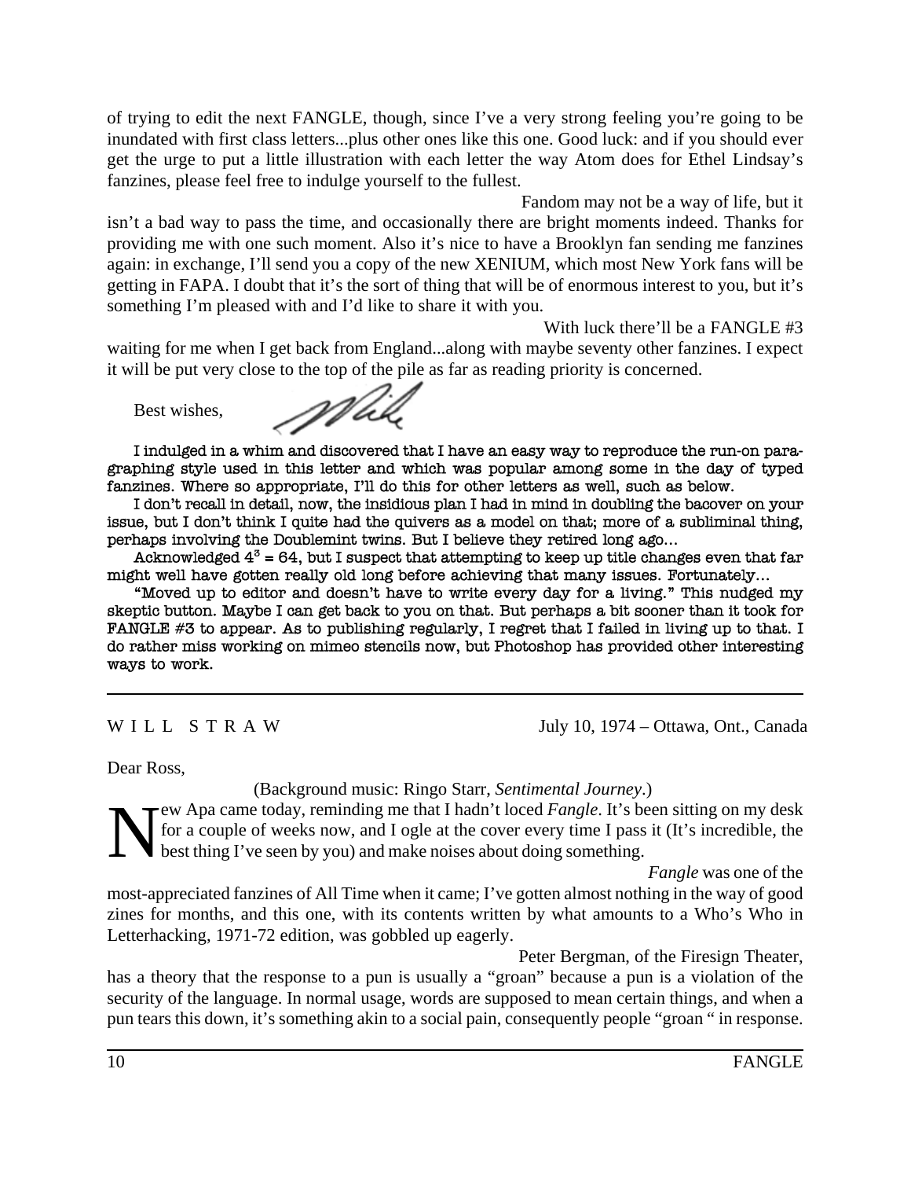of trying to edit the next FANGLE, though, since I've a very strong feeling you're going to be inundated with first class letters...plus other ones like this one. Good luck: and if you should ever get the urge to put a little illustration with each letter the way Atom does for Ethel Lindsay's fanzines, please feel free to indulge yourself to the fullest.

Fandom may not be a way of life, but it isn't a bad way to pass the time, and occasionally there are bright moments indeed. Thanks for providing me with one such moment. Also it's nice to have a Brooklyn fan sending me fanzines again: in exchange, I'll send you a copy of the new XENIUM, which most New York fans will be getting in FAPA. I doubt that it's the sort of thing that will be of enormous interest to you, but it's something I'm pleased with and I'd like to share it with you.

With luck there'll be a FANGLE #3 waiting for me when I get back from England...along with maybe seventy other fanzines. I expect it will be put very close to the top of the pile as far as reading priority is concerned.

Best wishes,

Mike

I indulged in a whim and discovered that I have an easy way to reproduce the run-on paragraphing style used in this letter and which was popular among some in the day of typed fanzines. Where so appropriate, I'll do this for other letters as well, such as below.

I don't recall in detail, now, the insidious plan I had in mind in doubling the bacover on your issue, but I don't think I quite had the quivers as a model on that; more of a subliminal thing, perhaps involving the Doublemint twins. But I believe they retired long ago...

Acknowledged $4^3 = 64$, but I suspect that attempting to keep up title changes even that far might well have gotten really old long before achieving that many issues. Fortunately...

"Moved up to editor and doesn't have to write every day for a living." This nudged my skeptic button. Maybe I can get back to you on that. But perhaps a bit sooner than it took for FANGLE #3 to appear. As to publishing regularly, I regret that I failed in living up to that. I do rather miss working on mimeo stencils now, but Photoshop has provided other interesting ways to work.

---

W I L L   S T R A W — July 10, 1974 – Ottawa, Ont., Canada

Dear Ross,

(Background music: Ringo Starr, *Sentimental Journey*.)

New Apa came today, reminding me that I hadn't loced *Fangle*. It's been sitting on my desk for a couple of weeks now, and I ogle at the cover every time I pass it (It's incredible, the best thing I've seen by you) and make noises about doing something.

*Fangle* was one of the most-appreciated fanzines of All Time when it came; I've gotten almost nothing in the way of good zines for months, and this one, with its contents written by what amounts to a Who's Who in Letterhacking, 1971-72 edition, was gobbled up eagerly.

Peter Bergman, of the Firesign Theater, has a theory that the response to a pun is usually a "groan" because a pun is a violation of the security of the language. In normal usage, words are supposed to mean certain things, and when a pun tears this down, it's something akin to a social pain, consequently people "groan " in response.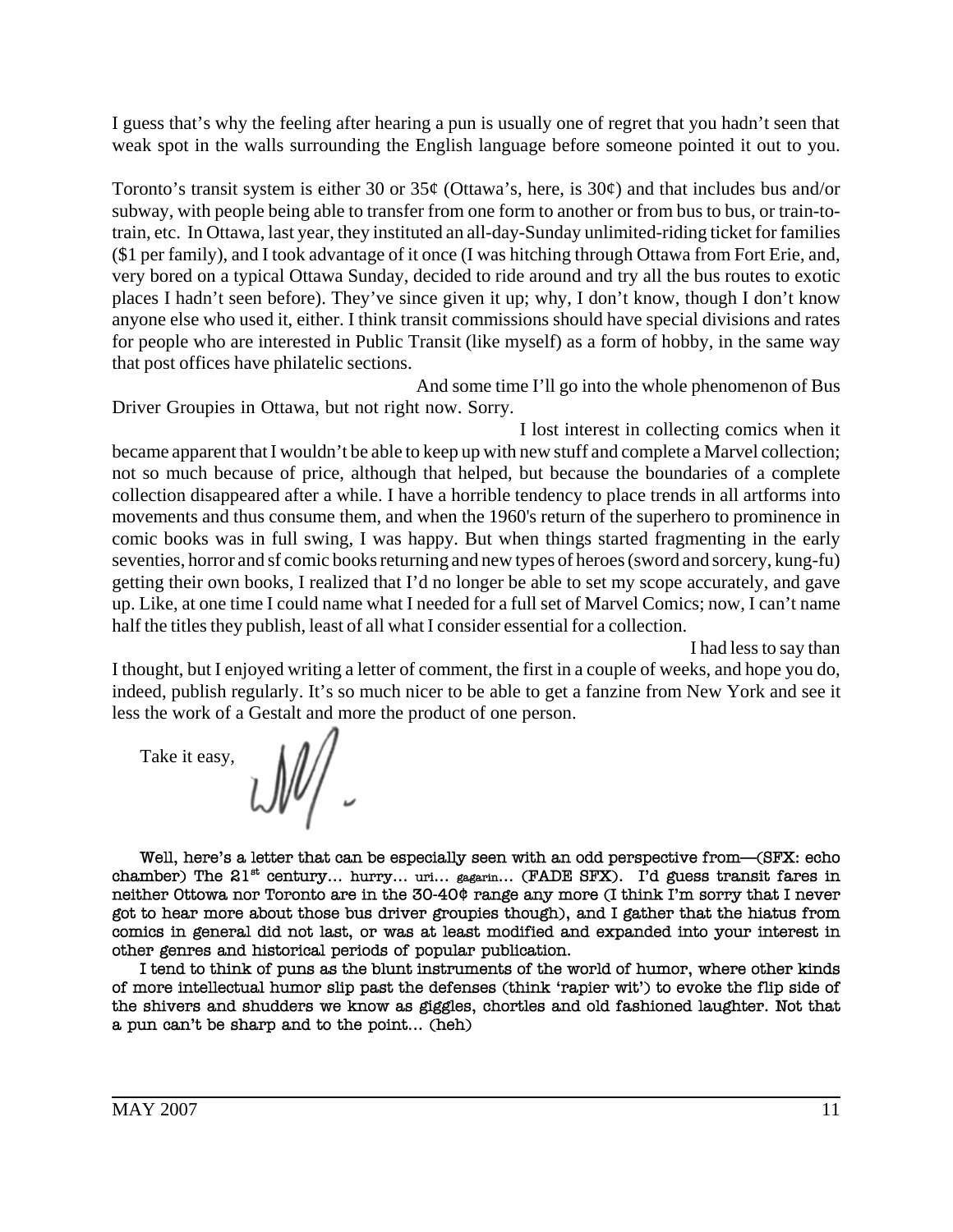I guess that's why the feeling after hearing a pun is usually one of regret that you hadn't seen that weak spot in the walls surrounding the English language before someone pointed it out to you.

Toronto's transit system is either 30 or 35¢ (Ottawa's, here, is 30¢) and that includes bus and/or subway, with people being able to transfer from one form to another or from bus to bus, or train-to-train, etc. In Ottawa, last year, they instituted an all-day-Sunday unlimited-riding ticket for families ($1 per family), and I took advantage of it once (I was hitching through Ottawa from Fort Erie, and, very bored on a typical Ottawa Sunday, decided to ride around and try all the bus routes to exotic places I hadn't seen before). They've since given it up; why, I don't know, though I don't know anyone else who used it, either. I think transit commissions should have special divisions and rates for people who are interested in Public Transit (like myself) as a form of hobby, in the same way that post offices have philatelic sections.

And some time I'll go into the whole phenomenon of Bus Driver Groupies in Ottawa, but not right now. Sorry.

I lost interest in collecting comics when it became apparent that I wouldn't be able to keep up with new stuff and complete a Marvel collection; not so much because of price, although that helped, but because the boundaries of a complete collection disappeared after a while. I have a horrible tendency to place trends in all artforms into movements and thus consume them, and when the 1960's return of the superhero to prominence in comic books was in full swing, I was happy. But when things started fragmenting in the early seventies, horror and sf comic books returning and new types of heroes (sword and sorcery, kung-fu) getting their own books, I realized that I'd no longer be able to set my scope accurately, and gave up. Like, at one time I could name what I needed for a full set of Marvel Comics; now, I can't name half the titles they publish, least of all what I consider essential for a collection.

I had less to say than I thought, but I enjoyed writing a letter of comment, the first in a couple of weeks, and hope you do, indeed, publish regularly. It's so much nicer to be able to get a fanzine from New York and see it less the work of a Gestalt and more the product of one person.

Take it easy,

Well, here's a letter that can be especially seen with an odd perspective from—(SFX: echo chamber) The 21st century… hurry… uri… gagarin… (FADE SFX). I'd guess transit fares in neither Ottowa nor Toronto are in the 30-40¢ range any more (I think I'm sorry that I never got to hear more about those bus driver groupies though), and I gather that the hiatus from comics in general did not last, or was at least modified and expanded into your interest in other genres and historical periods of popular publication.

I tend to think of puns as the blunt instruments of the world of humor, where other kinds of more intellectual humor slip past the defenses (think 'rapier wit') to evoke the flip side of the shivers and shudders we know as giggles, chortles and old fashioned laughter. Not that a pun can't be sharp and to the point… (heh)